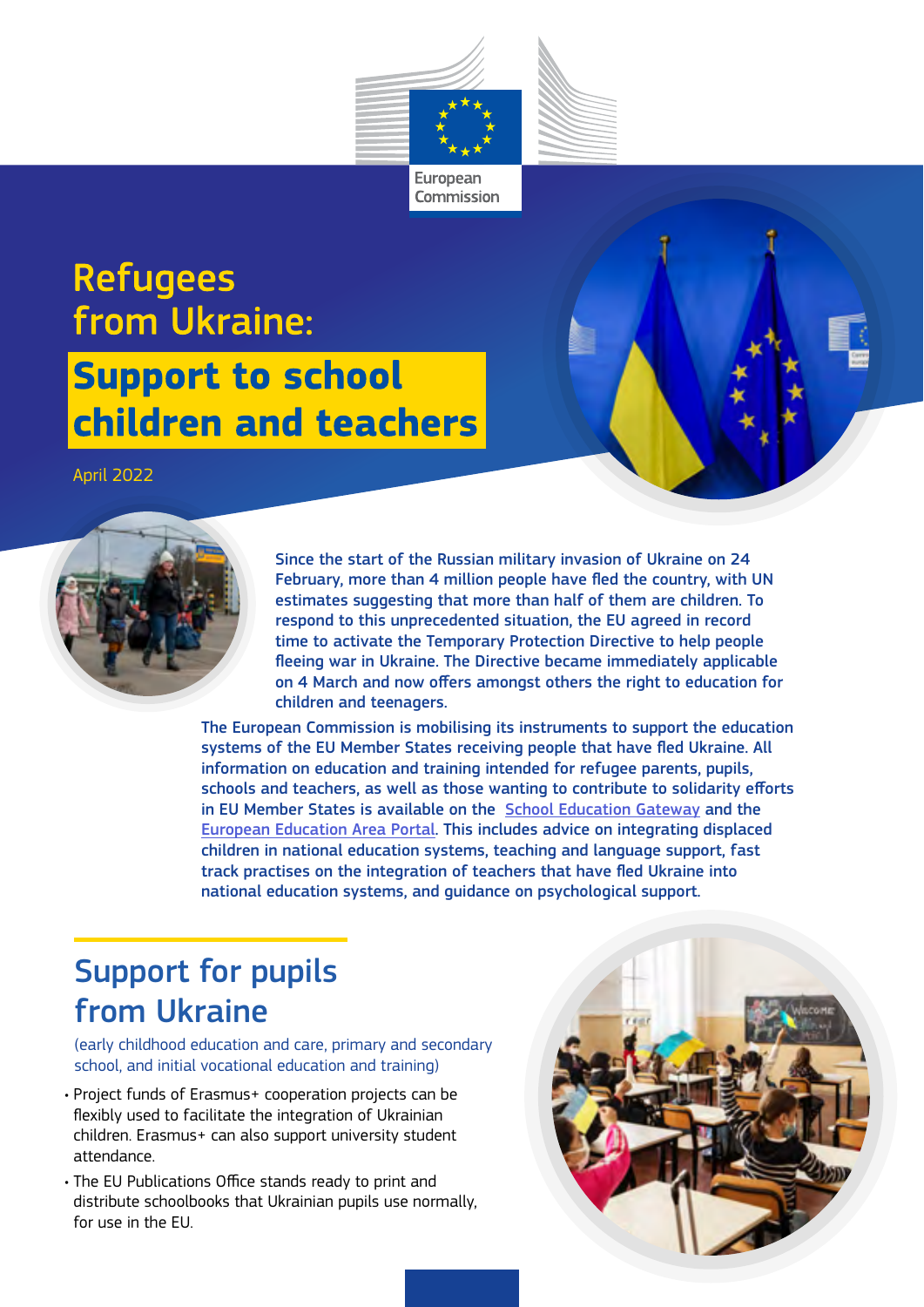European Commission

# Refugees from Ukraine:

# Support to school children and teachers

April 2022

Since the start of the Russian military invasion of Ukraine on 24 February, more than 4 million people have fled the country, with UN estimates suggesting that more than half of them are children. To respond to this unprecedented situation, the EU agreed in record time to activate the Temporary Protection Directive to help people fleeing war in Ukraine. The Directive became immediately applicable on 4 March and now offers amongst others the right to education for children and teenagers.

The European Commission is mobilising its instruments to support the education systems of the EU Member States receiving people that have fled Ukraine. All information on education and training intended for refugee parents, pupils, schools and teachers, as well as those wanting to contribute to solidarity efforts in EU Member States is available on the School Education Gateway and the European Education Area Portal. This includes advice on integrating displaced children in national education systems, teaching and language support, fast track practises on the integration of teachers that have fled Ukraine into national education systems, and guidance on psychological support.

## Support for pupils from Ukraine

(early childhood education and care, primary and secondary school, and initial vocational education and training)

- Project funds of Erasmus+ cooperation projects can be flexibly used to facilitate the integration of Ukrainian children. Erasmus+ can also support university student attendance.
- The EU Publications Office stands ready to print and distribute schoolbooks that Ukrainian pupils use normally, for use in the EU.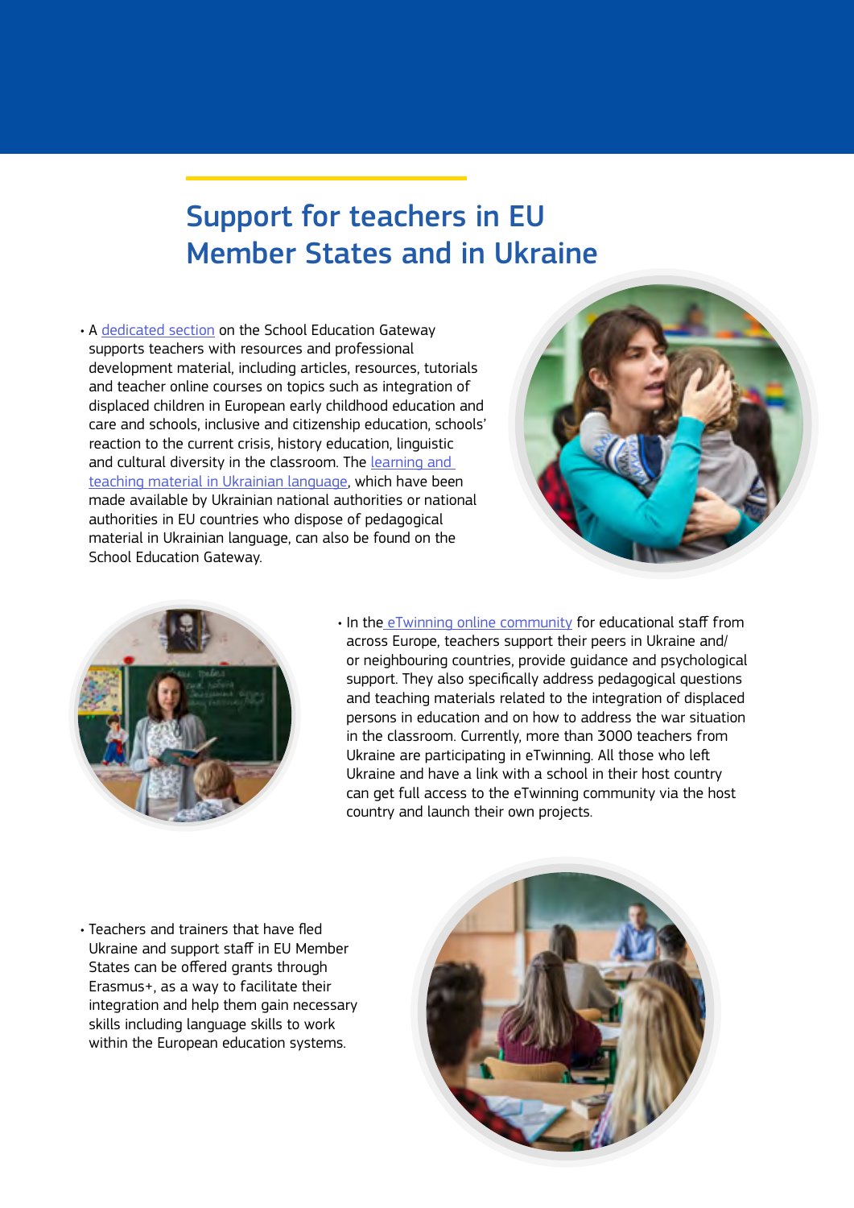## Support for teachers in EU Member States and in Ukraine

- A dedicated section on the School Education Gateway supports teachers with resources and professional development material, including articles, resources, tutorials and teacher online courses on topics such as integration of displaced children in European early childhood education and care and schools, inclusive and citizenship education, schools' reaction to the current crisis, history education, linguistic and cultural diversity in the classroom. The learning and teaching material in Ukrainian language, which have been made available by Ukrainian national authorities or national authorities in EU countries who dispose of pedagogical material in Ukrainian language, can also be found on the School Education Gateway.

- In the eTwinning online community for educational staff from across Europe, teachers support their peers in Ukraine and/or neighbouring countries, provide guidance and psychological support. They also specifically address pedagogical questions and teaching materials related to the integration of displaced persons in education and on how to address the war situation in the classroom. Currently, more than 3000 teachers from Ukraine are participating in eTwinning. All those who left Ukraine and have a link with a school in their host country can get full access to the eTwinning community via the host country and launch their own projects.

- Teachers and trainers that have fled Ukraine and support staff in EU Member States can be offered grants through Erasmus+, as a way to facilitate their integration and help them gain necessary skills including language skills to work within the European education systems.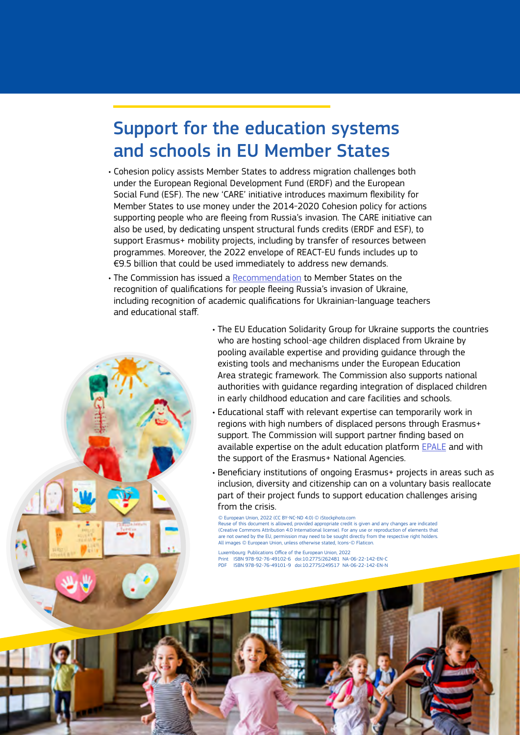## Support for the education systems and schools in EU Member States

- Cohesion policy assists Member States to address migration challenges both under the European Regional Development Fund (ERDF) and the European Social Fund (ESF). The new 'CARE' initiative introduces maximum flexibility for Member States to use money under the 2014-2020 Cohesion policy for actions supporting people who are fleeing from Russia's invasion. The CARE initiative can also be used, by dedicating unspent structural funds credits (ERDF and ESF), to support Erasmus+ mobility projects, including by transfer of resources between programmes. Moreover, the 2022 envelope of REACT-EU funds includes up to €9.5 billion that could be used immediately to address new demands.
- The Commission has issued a Recommendation to Member States on the recognition of qualifications for people fleeing Russia's invasion of Ukraine, including recognition of academic qualifications for Ukrainian-language teachers and educational staff.
- The EU Education Solidarity Group for Ukraine supports the countries who are hosting school-age children displaced from Ukraine by pooling available expertise and providing guidance through the existing tools and mechanisms under the European Education Area strategic framework. The Commission also supports national authorities with guidance regarding integration of displaced children in early childhood education and care facilities and schools.
- Educational staff with relevant expertise can temporarily work in regions with high numbers of displaced persons through Erasmus+ support. The Commission will support partner finding based on available expertise on the adult education platform EPALE and with the support of the Erasmus+ National Agencies.
- Beneficiary institutions of ongoing Erasmus+ projects in areas such as inclusion, diversity and citizenship can on a voluntary basis reallocate part of their project funds to support education challenges arising from the crisis.

© European Union, 2022 (CC BY-NC-ND 4.0) © iStockphoto.com
Reuse of this document is allowed, provided appropriate credit is given and any changes are indicated (Creative Commons Attribution 4.0 International license). For any use or reproduction of elements that are not owned by the EU, permission may need to be sought directly from the respective right holders. All images © European Union, unless otherwise stated, Icons-© Flaticon.

Luxembourg: Publications Office of the European Union, 2022
Print ISBN 978-92-76-49102-6 doi:10.2775/262481 NA-06-22-142-EN-C
PDF ISBN 978-92-76-49101-9 doi:10.2775/249517 NA-06-22-142-EN-N